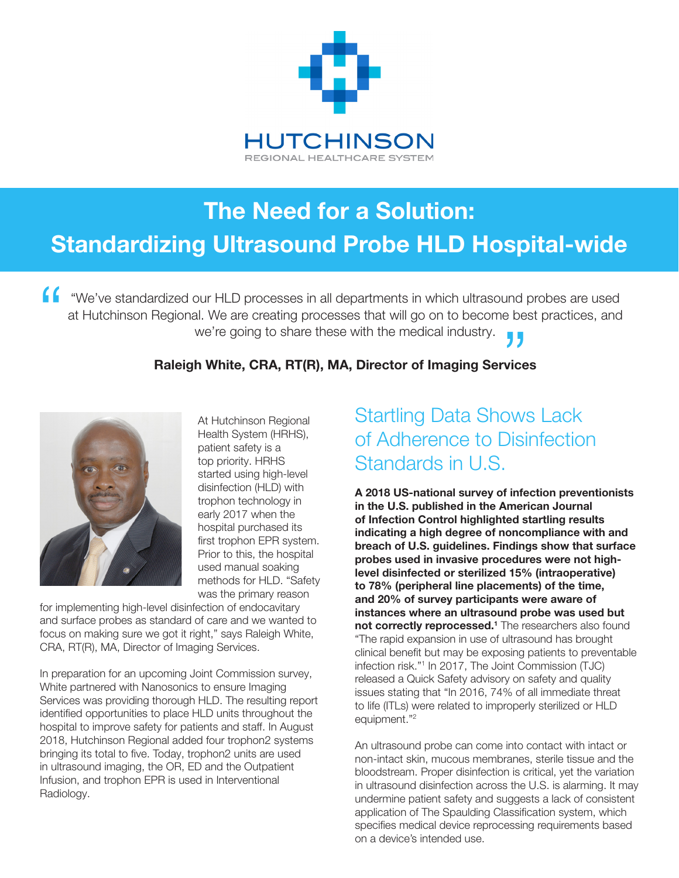HUTCHINSON
REGIONAL HEALTHCARE SYSTEM

# The Need for a Solution: Standardizing Ultrasound Probe HLD Hospital-wide

> "We've standardized our HLD processes in all departments in which ultrasound probes are used at Hutchinson Regional. We are creating processes that will go on to become best practices, and we're going to share these with the medical industry."

**Raleigh White, CRA, RT(R), MA, Director of Imaging Services**

At Hutchinson Regional Health System (HRHS), patient safety is a top priority. HRHS started using high-level disinfection (HLD) with trophon technology in early 2017 when the hospital purchased its first trophon EPR system. Prior to this, the hospital used manual soaking methods for HLD. "Safety was the primary reason for implementing high-level disinfection of endocavitary and surface probes as standard of care and we wanted to focus on making sure we got it right," says Raleigh White, CRA, RT(R), MA, Director of Imaging Services.

In preparation for an upcoming Joint Commission survey, White partnered with Nanosonics to ensure Imaging Services was providing thorough HLD. The resulting report identified opportunities to place HLD units throughout the hospital to improve safety for patients and staff. In August 2018, Hutchinson Regional added four trophon2 systems bringing its total to five. Today, trophon2 units are used in ultrasound imaging, the OR, ED and the Outpatient Infusion, and trophon EPR is used in Interventional Radiology.

## Startling Data Shows Lack of Adherence to Disinfection Standards in U.S.

**A 2018 US-national survey of infection preventionists in the U.S. published in the American Journal of Infection Control highlighted startling results indicating a high degree of noncompliance with and breach of U.S. guidelines. Findings show that surface probes used in invasive procedures were not high-level disinfected or sterilized 15% (intraoperative) to 78% (peripheral line placements) of the time, and 20% of survey participants were aware of instances where an ultrasound probe was used but not correctly reprocessed.[1]** The researchers also found "The rapid expansion in use of ultrasound has brought clinical benefit but may be exposing patients to preventable infection risk."[1] In 2017, The Joint Commission (TJC) released a Quick Safety advisory on safety and quality issues stating that "In 2016, 74% of all immediate threat to life (ITLs) were related to improperly sterilized or HLD equipment."[2]

An ultrasound probe can come into contact with intact or non-intact skin, mucous membranes, sterile tissue and the bloodstream. Proper disinfection is critical, yet the variation in ultrasound disinfection across the U.S. is alarming. It may undermine patient safety and suggests a lack of consistent application of The Spaulding Classification system, which specifies medical device reprocessing requirements based on a device's intended use.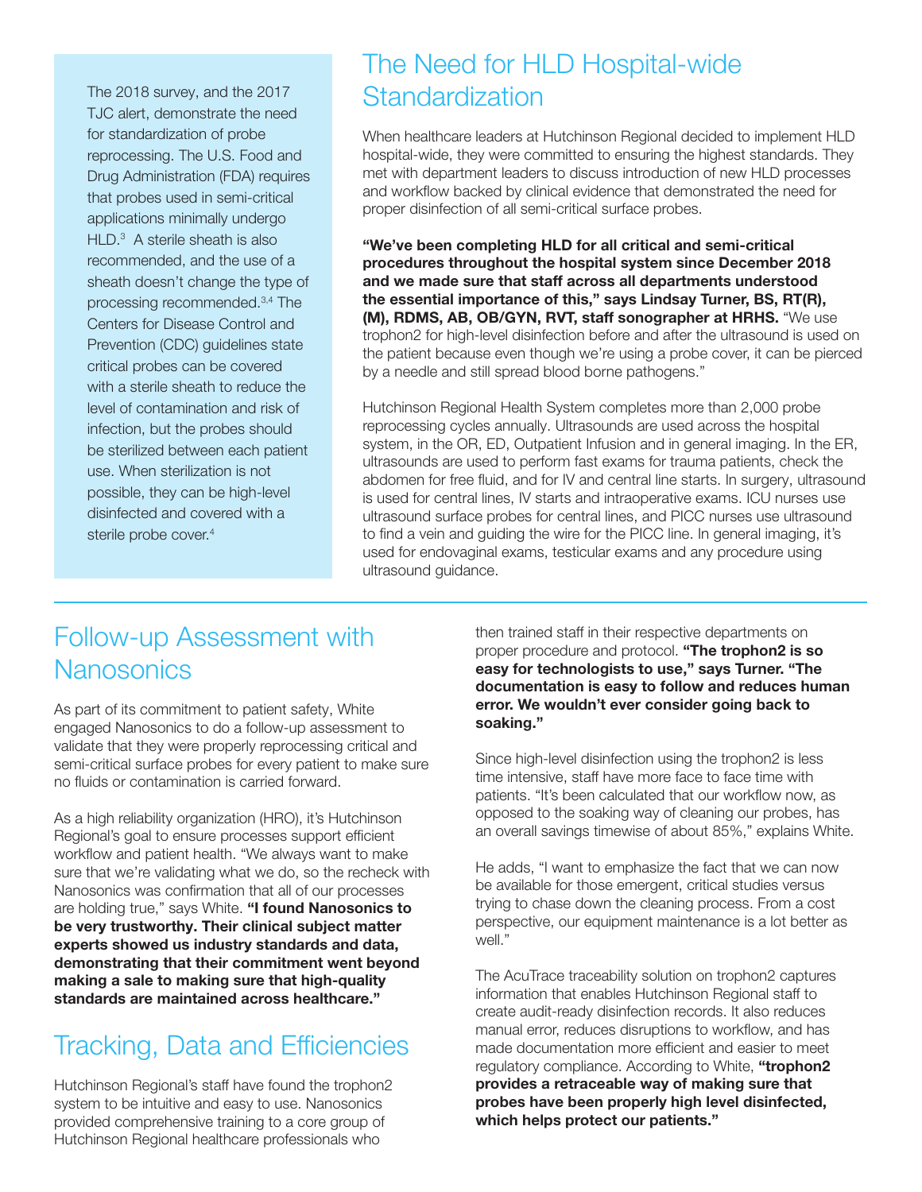The 2018 survey, and the 2017 TJC alert, demonstrate the need for standardization of probe reprocessing. The U.S. Food and Drug Administration (FDA) requires that probes used in semi-critical applications minimally undergo HLD.[3] A sterile sheath is also recommended, and the use of a sheath doesn't change the type of processing recommended.[3,4] The Centers for Disease Control and Prevention (CDC) guidelines state critical probes can be covered with a sterile sheath to reduce the level of contamination and risk of infection, but the probes should be sterilized between each patient use. When sterilization is not possible, they can be high-level disinfected and covered with a sterile probe cover.[4]

## The Need for HLD Hospital-wide Standardization

When healthcare leaders at Hutchinson Regional decided to implement HLD hospital-wide, they were committed to ensuring the highest standards. They met with department leaders to discuss introduction of new HLD processes and workflow backed by clinical evidence that demonstrated the need for proper disinfection of all semi-critical surface probes.

**"We've been completing HLD for all critical and semi-critical procedures throughout the hospital system since December 2018 and we made sure that staff across all departments understood the essential importance of this," says Lindsay Turner, BS, RT(R), (M), RDMS, AB, OB/GYN, RVT, staff sonographer at HRHS.** "We use trophon2 for high-level disinfection before and after the ultrasound is used on the patient because even though we're using a probe cover, it can be pierced by a needle and still spread blood borne pathogens."

Hutchinson Regional Health System completes more than 2,000 probe reprocessing cycles annually. Ultrasounds are used across the hospital system, in the OR, ED, Outpatient Infusion and in general imaging. In the ER, ultrasounds are used to perform fast exams for trauma patients, check the abdomen for free fluid, and for IV and central line starts. In surgery, ultrasound is used for central lines, IV starts and intraoperative exams. ICU nurses use ultrasound surface probes for central lines, and PICC nurses use ultrasound to find a vein and guiding the wire for the PICC line. In general imaging, it's used for endovaginal exams, testicular exams and any procedure using ultrasound guidance.

## Follow-up Assessment with Nanosonics

As part of its commitment to patient safety, White engaged Nanosonics to do a follow-up assessment to validate that they were properly reprocessing critical and semi-critical surface probes for every patient to make sure no fluids or contamination is carried forward.

As a high reliability organization (HRO), it's Hutchinson Regional's goal to ensure processes support efficient workflow and patient health. "We always want to make sure that we're validating what we do, so the recheck with Nanosonics was confirmation that all of our processes are holding true," says White. **"I found Nanosonics to be very trustworthy. Their clinical subject matter experts showed us industry standards and data, demonstrating that their commitment went beyond making a sale to making sure that high-quality standards are maintained across healthcare."**

## Tracking, Data and Efficiencies

Hutchinson Regional's staff have found the trophon2 system to be intuitive and easy to use. Nanosonics provided comprehensive training to a core group of Hutchinson Regional healthcare professionals who then trained staff in their respective departments on proper procedure and protocol. **"The trophon2 is so easy for technologists to use," says Turner. "The documentation is easy to follow and reduces human error. We wouldn't ever consider going back to soaking."**

Since high-level disinfection using the trophon2 is less time intensive, staff have more face to face time with patients. "It's been calculated that our workflow now, as opposed to the soaking way of cleaning our probes, has an overall savings timewise of about 85%," explains White.

He adds, "I want to emphasize the fact that we can now be available for those emergent, critical studies versus trying to chase down the cleaning process. From a cost perspective, our equipment maintenance is a lot better as well."

The AcuTrace traceability solution on trophon2 captures information that enables Hutchinson Regional staff to create audit-ready disinfection records. It also reduces manual error, reduces disruptions to workflow, and has made documentation more efficient and easier to meet regulatory compliance. According to White, **"trophon2 provides a retraceable way of making sure that probes have been properly high level disinfected, which helps protect our patients."**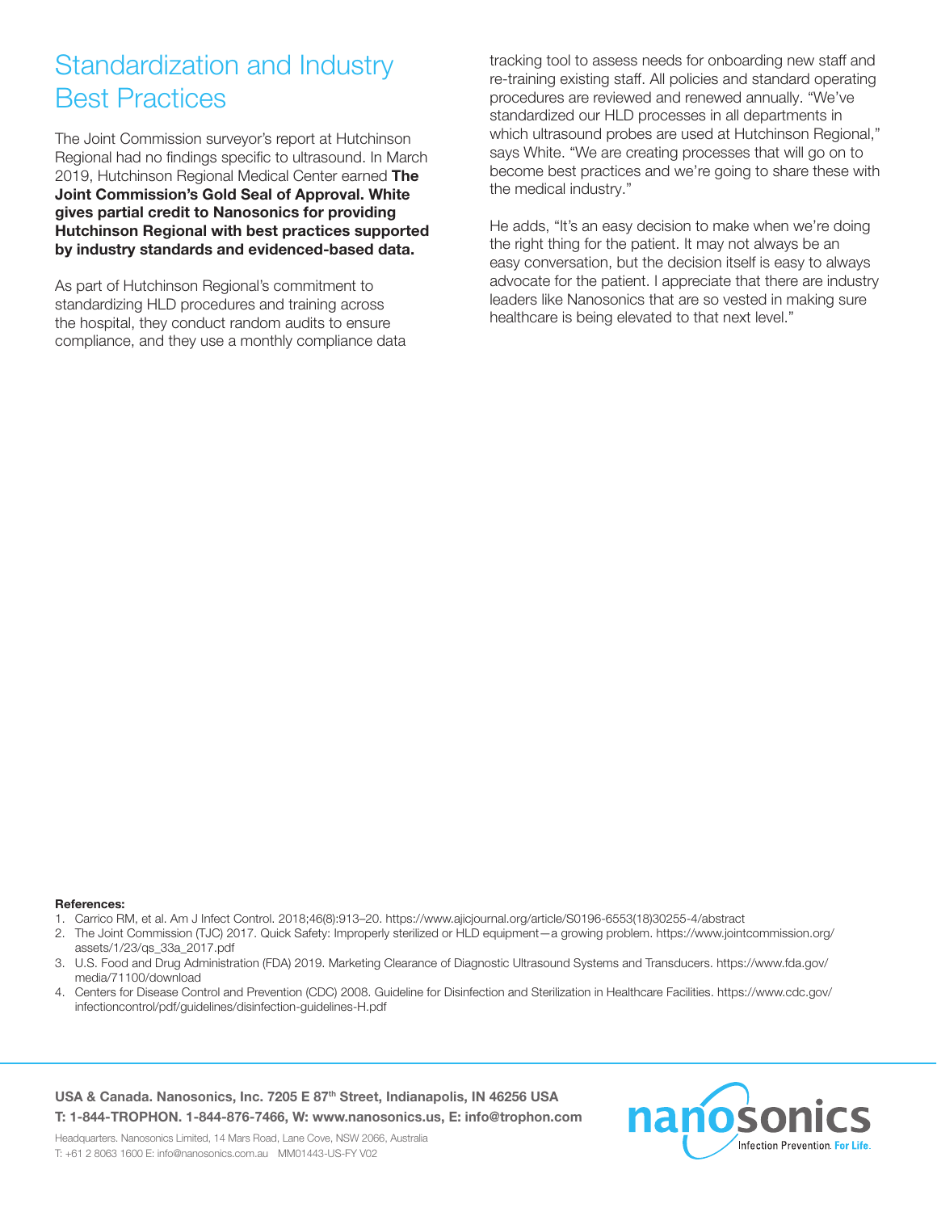## Standardization and Industry Best Practices

The Joint Commission surveyor's report at Hutchinson Regional had no findings specific to ultrasound. In March 2019, Hutchinson Regional Medical Center earned **The Joint Commission's Gold Seal of Approval. White gives partial credit to Nanosonics for providing Hutchinson Regional with best practices supported by industry standards and evidenced-based data.**

As part of Hutchinson Regional's commitment to standardizing HLD procedures and training across the hospital, they conduct random audits to ensure compliance, and they use a monthly compliance data tracking tool to assess needs for onboarding new staff and re-training existing staff. All policies and standard operating procedures are reviewed and renewed annually. "We've standardized our HLD processes in all departments in which ultrasound probes are used at Hutchinson Regional," says White. "We are creating processes that will go on to become best practices and we're going to share these with the medical industry."

He adds, "It's an easy decision to make when we're doing the right thing for the patient. It may not always be an easy conversation, but the decision itself is easy to always advocate for the patient. I appreciate that there are industry leaders like Nanosonics that are so vested in making sure healthcare is being elevated to that next level."

**References:**

1. Carrico RM, et al. Am J Infect Control. 2018;46(8):913–20. https://www.ajicjournal.org/article/S0196-6553(18)30255-4/abstract
2. The Joint Commission (TJC) 2017. Quick Safety: Improperly sterilized or HLD equipment—a growing problem. https://www.jointcommission.org/assets/1/23/qs_33a_2017.pdf
3. U.S. Food and Drug Administration (FDA) 2019. Marketing Clearance of Diagnostic Ultrasound Systems and Transducers. https://www.fda.gov/media/71100/download
4. Centers for Disease Control and Prevention (CDC) 2008. Guideline for Disinfection and Sterilization in Healthcare Facilities. https://www.cdc.gov/infectioncontrol/pdf/guidelines/disinfection-guidelines-H.pdf

**USA & Canada. Nanosonics, Inc. 7205 E 87th Street, Indianapolis, IN 46256 USA**
**T: 1-844-TROPHON. 1-844-876-7466, W: www.nanosonics.us, E: info@trophon.com**

Headquarters. Nanosonics Limited, 14 Mars Road, Lane Cove, NSW 2066, Australia
T: +61 2 8063 1600 E: info@nanosonics.com.au MM01443-US-FY V02

nanosonics
Infection Prevention. For Life.